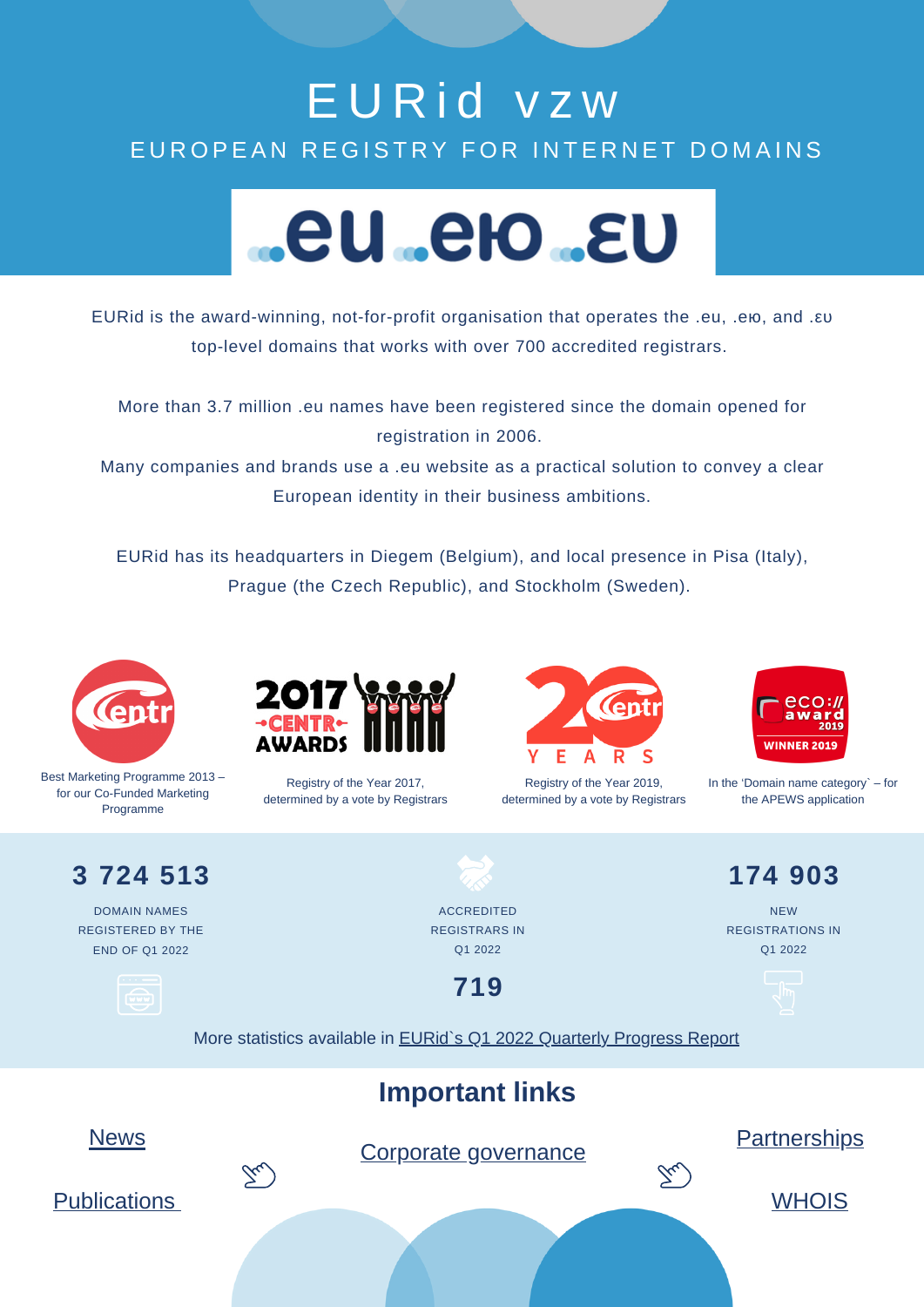# EURid vzw

## EUROPEAN REGISTRY FOR INTERNET DOMAINS

.eu .ею .ευ

EURid is the award-winning, not-for-profit organisation that operates the .eu, .ею, and .ευ top-level domains that works with over 700 accredited registrars.

More than 3.7 million .eu names have been registered since the domain opened for registration in 2006.

Many companies and brands use a .eu website as a practical solution to convey a clear European identity in their business ambitions.

EURid has its headquarters in Diegem (Belgium), and local presence in Pisa (Italy), Prague (the Czech Republic), and Stockholm (Sweden).

Best Marketing Programme 2013 – for our Co-Funded Marketing Programme

Registry of the Year 2017, determined by a vote by Registrars

Registry of the Year 2019, determined by a vote by Registrars

In the 'Domain name category` – for the APEWS application

**3 724 513**

DOMAIN NAMES REGISTERED BY THE END OF Q1 2022

ACCREDITED REGISTRARS IN Q1 2022

**719**

**174 903**

NEW REGISTRATIONS IN Q1 2022

More statistics available in EURid`s Q1 2022 Quarterly Progress Report

## Important links

- News
- Publications
- Corporate governance
- Partnerships
- WHOIS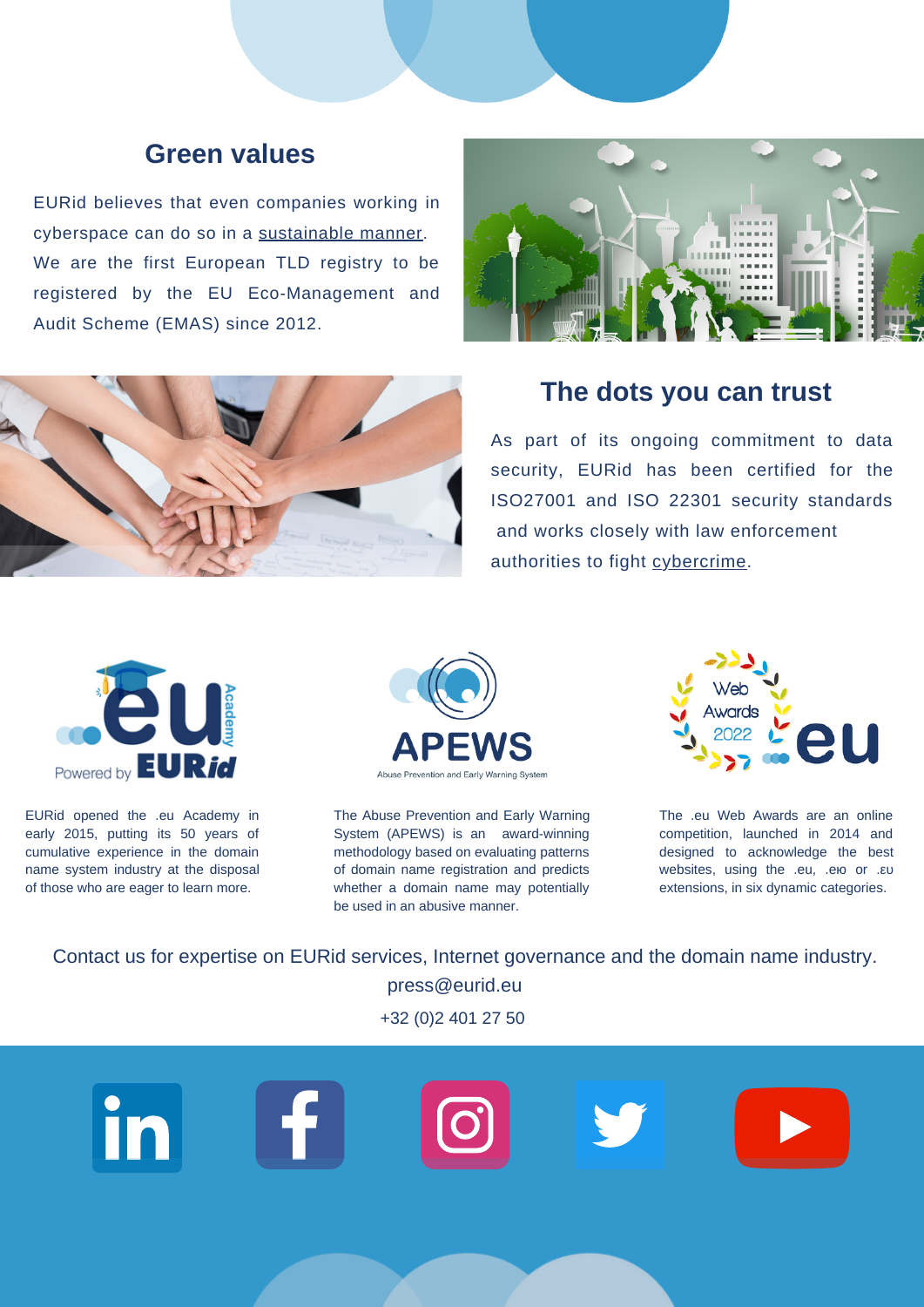## Green values

EURid believes that even companies working in cyberspace can do so in a sustainable manner. We are the first European TLD registry to be registered by the EU Eco-Management and Audit Scheme (EMAS) since 2012.

## The dots you can trust

As part of its ongoing commitment to data security, EURid has been certified for the ISO27001 and ISO 22301 security standards and works closely with law enforcement authorities to fight cybercrime.

EURid opened the .eu Academy in early 2015, putting its 50 years of cumulative experience in the domain name system industry at the disposal of those who are eager to learn more.

The Abuse Prevention and Early Warning System (APEWS) is an award-winning methodology based on evaluating patterns of domain name registration and predicts whether a domain name may potentially be used in an abusive manner.

The .eu Web Awards are an online competition, launched in 2014 and designed to acknowledge the best websites, using the .eu, .ею or .ευ extensions, in six dynamic categories.

Contact us for expertise on EURid services, Internet governance and the domain name industry.

press@eurid.eu

+32 (0)2 401 27 50